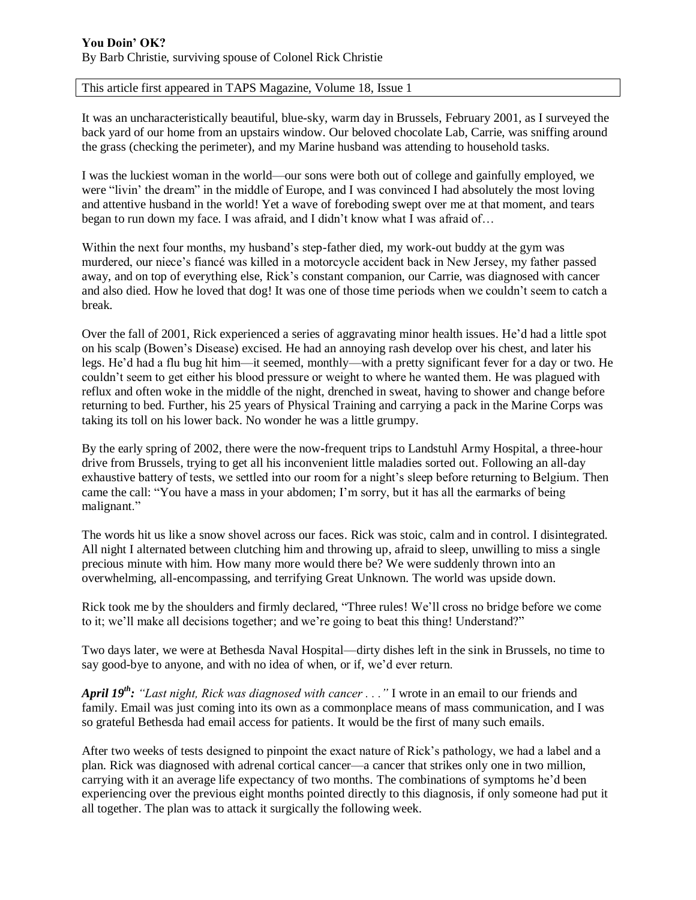**You Doin' OK?**

By Barb Christie, surviving spouse of Colonel Rick Christie

This article first appeared in TAPS Magazine, Volume 18, Issue 1

It was an uncharacteristically beautiful, blue-sky, warm day in Brussels, February 2001, as I surveyed the back yard of our home from an upstairs window. Our beloved chocolate Lab, Carrie, was sniffing around the grass (checking the perimeter), and my Marine husband was attending to household tasks.

I was the luckiest woman in the world—our sons were both out of college and gainfully employed, we were "livin' the dream" in the middle of Europe, and I was convinced I had absolutely the most loving and attentive husband in the world! Yet a wave of foreboding swept over me at that moment, and tears began to run down my face. I was afraid, and I didn't know what I was afraid of…

Within the next four months, my husband's step-father died, my work-out buddy at the gym was murdered, our niece's fiancé was killed in a motorcycle accident back in New Jersey, my father passed away, and on top of everything else, Rick's constant companion, our Carrie, was diagnosed with cancer and also died. How he loved that dog! It was one of those time periods when we couldn't seem to catch a break.

Over the fall of 2001, Rick experienced a series of aggravating minor health issues. He'd had a little spot on his scalp (Bowen's Disease) excised. He had an annoying rash develop over his chest, and later his legs. He'd had a flu bug hit him—it seemed, monthly—with a pretty significant fever for a day or two. He couldn't seem to get either his blood pressure or weight to where he wanted them. He was plagued with reflux and often woke in the middle of the night, drenched in sweat, having to shower and change before returning to bed. Further, his 25 years of Physical Training and carrying a pack in the Marine Corps was taking its toll on his lower back. No wonder he was a little grumpy.

By the early spring of 2002, there were the now-frequent trips to Landstuhl Army Hospital, a three-hour drive from Brussels, trying to get all his inconvenient little maladies sorted out. Following an all-day exhaustive battery of tests, we settled into our room for a night's sleep before returning to Belgium. Then came the call: "You have a mass in your abdomen; I'm sorry, but it has all the earmarks of being malignant."

The words hit us like a snow shovel across our faces. Rick was stoic, calm and in control. I disintegrated. All night I alternated between clutching him and throwing up, afraid to sleep, unwilling to miss a single precious minute with him. How many more would there be? We were suddenly thrown into an overwhelming, all-encompassing, and terrifying Great Unknown. The world was upside down.

Rick took me by the shoulders and firmly declared, "Three rules! We'll cross no bridge before we come to it; we'll make all decisions together; and we're going to beat this thing! Understand?"

Two days later, we were at Bethesda Naval Hospital—dirty dishes left in the sink in Brussels, no time to say good-bye to anyone, and with no idea of when, or if, we'd ever return.

***April 19th:*** *"Last night, Rick was diagnosed with cancer . . ."* I wrote in an email to our friends and family. Email was just coming into its own as a commonplace means of mass communication, and I was so grateful Bethesda had email access for patients. It would be the first of many such emails.

After two weeks of tests designed to pinpoint the exact nature of Rick's pathology, we had a label and a plan. Rick was diagnosed with adrenal cortical cancer—a cancer that strikes only one in two million, carrying with it an average life expectancy of two months. The combinations of symptoms he'd been experiencing over the previous eight months pointed directly to this diagnosis, if only someone had put it all together. The plan was to attack it surgically the following week.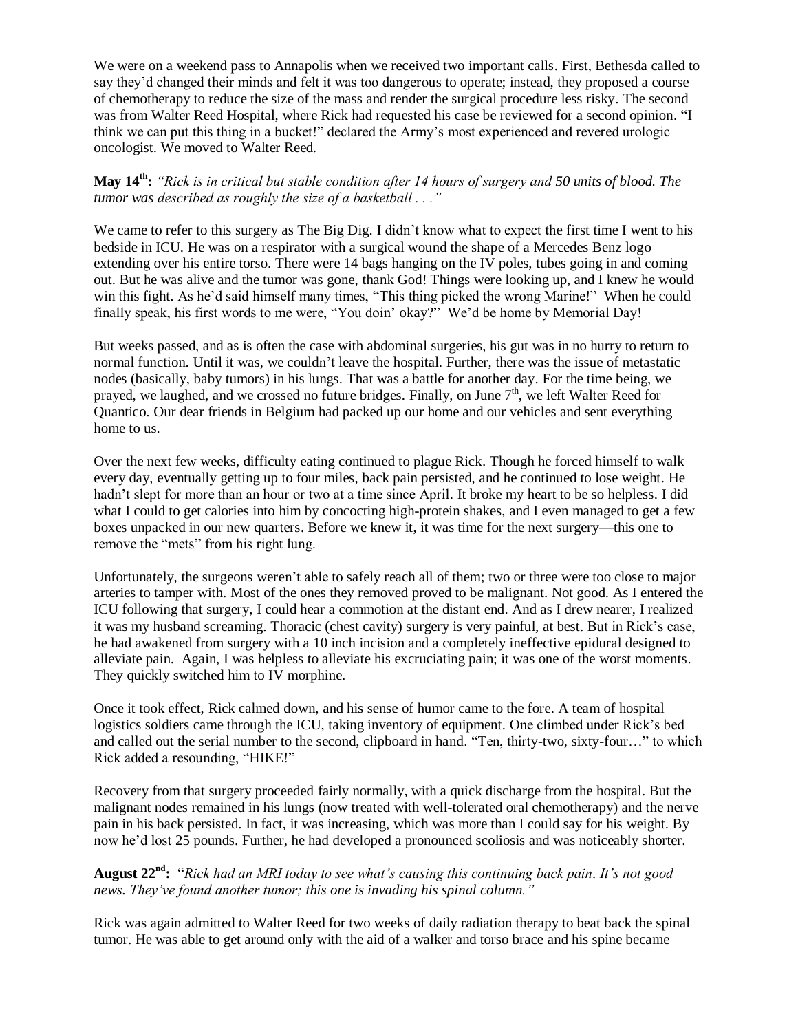We were on a weekend pass to Annapolis when we received two important calls. First, Bethesda called to say they'd changed their minds and felt it was too dangerous to operate; instead, they proposed a course of chemotherapy to reduce the size of the mass and render the surgical procedure less risky. The second was from Walter Reed Hospital, where Rick had requested his case be reviewed for a second opinion. "I think we can put this thing in a bucket!" declared the Army's most experienced and revered urologic oncologist. We moved to Walter Reed.

**May 14th:** *"Rick is in critical but stable condition after 14 hours of surgery and 50 units of blood. The tumor was described as roughly the size of a basketball . . ."*

We came to refer to this surgery as The Big Dig. I didn't know what to expect the first time I went to his bedside in ICU. He was on a respirator with a surgical wound the shape of a Mercedes Benz logo extending over his entire torso. There were 14 bags hanging on the IV poles, tubes going in and coming out. But he was alive and the tumor was gone, thank God! Things were looking up, and I knew he would win this fight. As he'd said himself many times, "This thing picked the wrong Marine!" When he could finally speak, his first words to me were, "You doin' okay?" We'd be home by Memorial Day!

But weeks passed, and as is often the case with abdominal surgeries, his gut was in no hurry to return to normal function. Until it was, we couldn't leave the hospital. Further, there was the issue of metastatic nodes (basically, baby tumors) in his lungs. That was a battle for another day. For the time being, we prayed, we laughed, and we crossed no future bridges. Finally, on June 7th, we left Walter Reed for Quantico. Our dear friends in Belgium had packed up our home and our vehicles and sent everything home to us.

Over the next few weeks, difficulty eating continued to plague Rick. Though he forced himself to walk every day, eventually getting up to four miles, back pain persisted, and he continued to lose weight. He hadn't slept for more than an hour or two at a time since April. It broke my heart to be so helpless. I did what I could to get calories into him by concocting high-protein shakes, and I even managed to get a few boxes unpacked in our new quarters. Before we knew it, it was time for the next surgery—this one to remove the "mets" from his right lung.

Unfortunately, the surgeons weren't able to safely reach all of them; two or three were too close to major arteries to tamper with. Most of the ones they removed proved to be malignant. Not good. As I entered the ICU following that surgery, I could hear a commotion at the distant end. And as I drew nearer, I realized it was my husband screaming. Thoracic (chest cavity) surgery is very painful, at best. But in Rick's case, he had awakened from surgery with a 10 inch incision and a completely ineffective epidural designed to alleviate pain. Again, I was helpless to alleviate his excruciating pain; it was one of the worst moments. They quickly switched him to IV morphine.

Once it took effect, Rick calmed down, and his sense of humor came to the fore. A team of hospital logistics soldiers came through the ICU, taking inventory of equipment. One climbed under Rick's bed and called out the serial number to the second, clipboard in hand. "Ten, thirty-two, sixty-four…" to which Rick added a resounding, "HIKE!"

Recovery from that surgery proceeded fairly normally, with a quick discharge from the hospital. But the malignant nodes remained in his lungs (now treated with well-tolerated oral chemotherapy) and the nerve pain in his back persisted. In fact, it was increasing, which was more than I could say for his weight. By now he'd lost 25 pounds. Further, he had developed a pronounced scoliosis and was noticeably shorter.

**August 22nd:** *"Rick had an MRI today to see what's causing this continuing back pain. It's not good news. They've found another tumor; this one is invading his spinal column."*

Rick was again admitted to Walter Reed for two weeks of daily radiation therapy to beat back the spinal tumor. He was able to get around only with the aid of a walker and torso brace and his spine became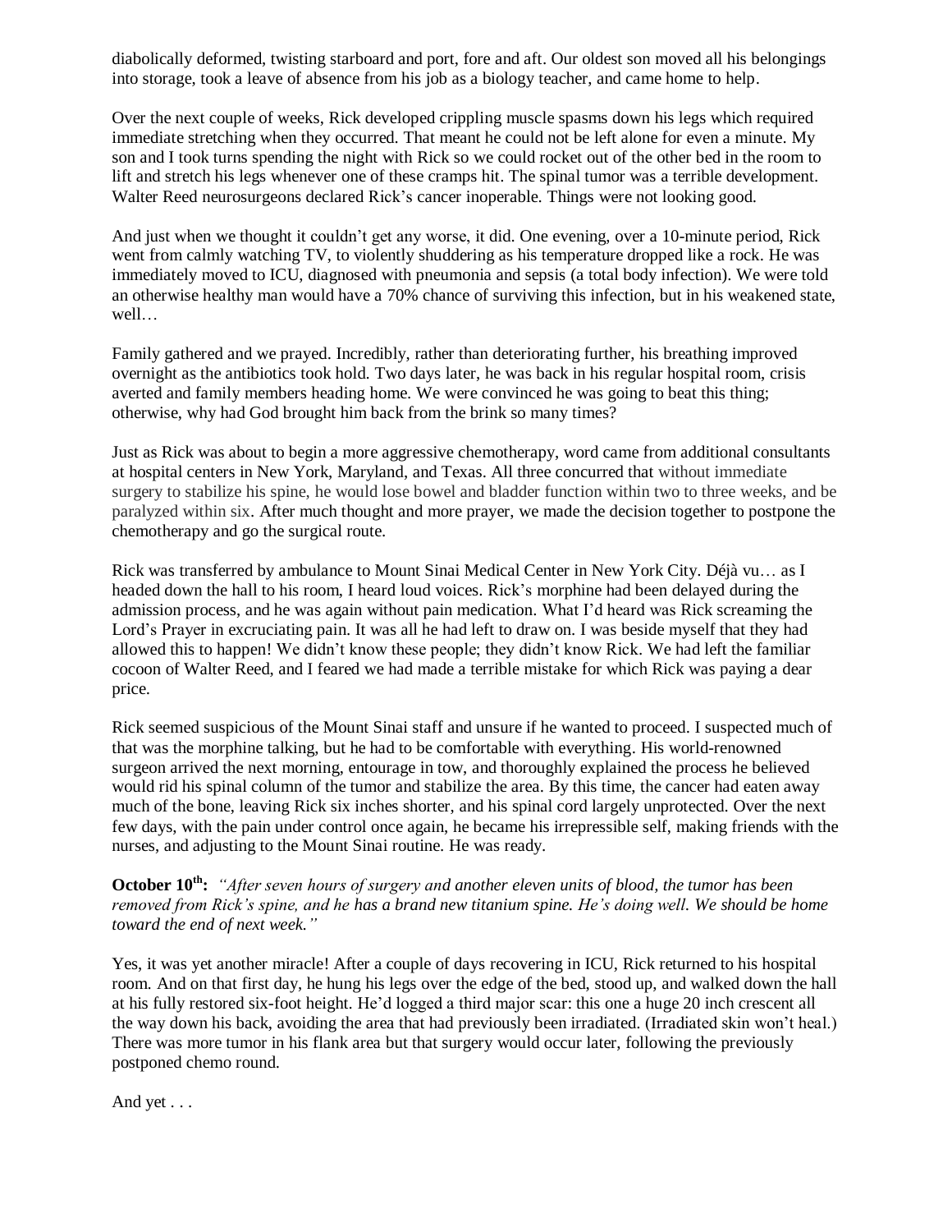diabolically deformed, twisting starboard and port, fore and aft. Our oldest son moved all his belongings into storage, took a leave of absence from his job as a biology teacher, and came home to help.

Over the next couple of weeks, Rick developed crippling muscle spasms down his legs which required immediate stretching when they occurred. That meant he could not be left alone for even a minute. My son and I took turns spending the night with Rick so we could rocket out of the other bed in the room to lift and stretch his legs whenever one of these cramps hit. The spinal tumor was a terrible development. Walter Reed neurosurgeons declared Rick's cancer inoperable. Things were not looking good.

And just when we thought it couldn't get any worse, it did. One evening, over a 10-minute period, Rick went from calmly watching TV, to violently shuddering as his temperature dropped like a rock. He was immediately moved to ICU, diagnosed with pneumonia and sepsis (a total body infection). We were told an otherwise healthy man would have a 70% chance of surviving this infection, but in his weakened state, well…

Family gathered and we prayed. Incredibly, rather than deteriorating further, his breathing improved overnight as the antibiotics took hold. Two days later, he was back in his regular hospital room, crisis averted and family members heading home. We were convinced he was going to beat this thing; otherwise, why had God brought him back from the brink so many times?

Just as Rick was about to begin a more aggressive chemotherapy, word came from additional consultants at hospital centers in New York, Maryland, and Texas. All three concurred that without immediate surgery to stabilize his spine, he would lose bowel and bladder function within two to three weeks, and be paralyzed within six. After much thought and more prayer, we made the decision together to postpone the chemotherapy and go the surgical route.

Rick was transferred by ambulance to Mount Sinai Medical Center in New York City. Déjà vu… as I headed down the hall to his room, I heard loud voices. Rick's morphine had been delayed during the admission process, and he was again without pain medication. What I'd heard was Rick screaming the Lord's Prayer in excruciating pain. It was all he had left to draw on. I was beside myself that they had allowed this to happen! We didn't know these people; they didn't know Rick. We had left the familiar cocoon of Walter Reed, and I feared we had made a terrible mistake for which Rick was paying a dear price.

Rick seemed suspicious of the Mount Sinai staff and unsure if he wanted to proceed. I suspected much of that was the morphine talking, but he had to be comfortable with everything. His world-renowned surgeon arrived the next morning, entourage in tow, and thoroughly explained the process he believed would rid his spinal column of the tumor and stabilize the area. By this time, the cancer had eaten away much of the bone, leaving Rick six inches shorter, and his spinal cord largely unprotected. Over the next few days, with the pain under control once again, he became his irrepressible self, making friends with the nurses, and adjusting to the Mount Sinai routine. He was ready.

**October 10th:** *"After seven hours of surgery and another eleven units of blood, the tumor has been removed from Rick's spine, and he has a brand new titanium spine. He's doing well. We should be home toward the end of next week."*

Yes, it was yet another miracle! After a couple of days recovering in ICU, Rick returned to his hospital room. And on that first day, he hung his legs over the edge of the bed, stood up, and walked down the hall at his fully restored six-foot height. He'd logged a third major scar: this one a huge 20 inch crescent all the way down his back, avoiding the area that had previously been irradiated. (Irradiated skin won't heal.) There was more tumor in his flank area but that surgery would occur later, following the previously postponed chemo round.

And yet . . .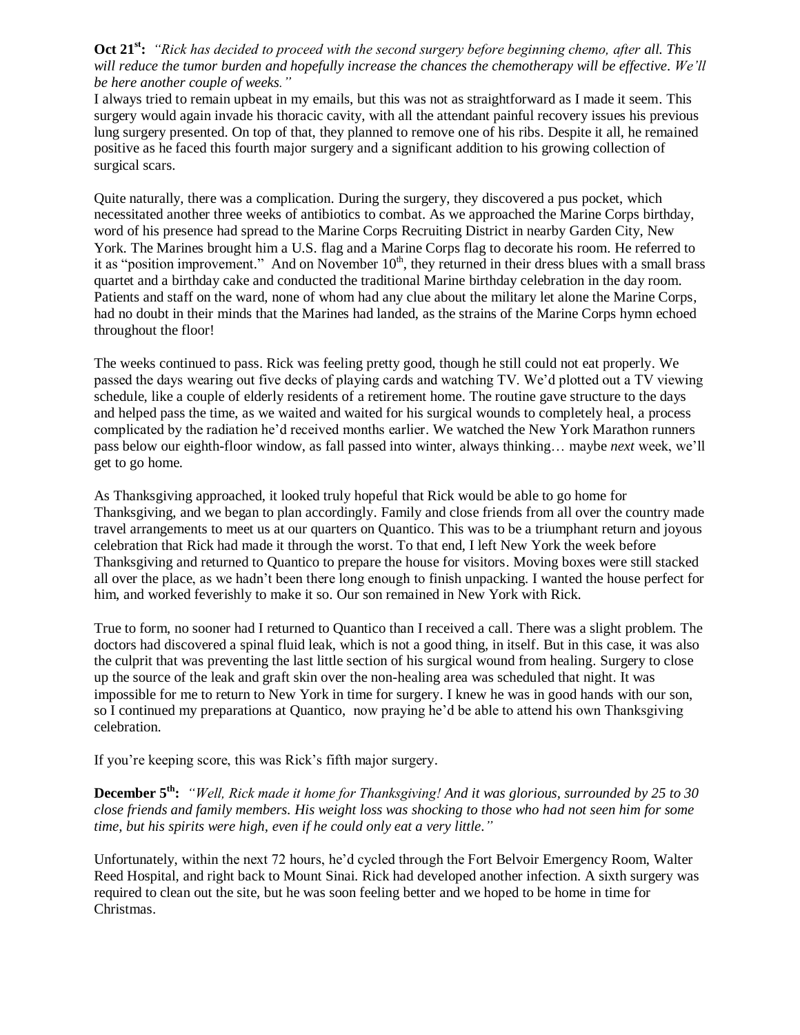**Oct 21st:** *"Rick has decided to proceed with the second surgery before beginning chemo, after all. This will reduce the tumor burden and hopefully increase the chances the chemotherapy will be effective. We'll be here another couple of weeks."*

I always tried to remain upbeat in my emails, but this was not as straightforward as I made it seem. This surgery would again invade his thoracic cavity, with all the attendant painful recovery issues his previous lung surgery presented. On top of that, they planned to remove one of his ribs. Despite it all, he remained positive as he faced this fourth major surgery and a significant addition to his growing collection of surgical scars.

Quite naturally, there was a complication. During the surgery, they discovered a pus pocket, which necessitated another three weeks of antibiotics to combat. As we approached the Marine Corps birthday, word of his presence had spread to the Marine Corps Recruiting District in nearby Garden City, New York. The Marines brought him a U.S. flag and a Marine Corps flag to decorate his room. He referred to it as "position improvement." And on November 10th, they returned in their dress blues with a small brass quartet and a birthday cake and conducted the traditional Marine birthday celebration in the day room. Patients and staff on the ward, none of whom had any clue about the military let alone the Marine Corps, had no doubt in their minds that the Marines had landed, as the strains of the Marine Corps hymn echoed throughout the floor!

The weeks continued to pass. Rick was feeling pretty good, though he still could not eat properly. We passed the days wearing out five decks of playing cards and watching TV. We'd plotted out a TV viewing schedule, like a couple of elderly residents of a retirement home. The routine gave structure to the days and helped pass the time, as we waited and waited for his surgical wounds to completely heal, a process complicated by the radiation he'd received months earlier. We watched the New York Marathon runners pass below our eighth-floor window, as fall passed into winter, always thinking… maybe *next* week, we'll get to go home.

As Thanksgiving approached, it looked truly hopeful that Rick would be able to go home for Thanksgiving, and we began to plan accordingly. Family and close friends from all over the country made travel arrangements to meet us at our quarters on Quantico. This was to be a triumphant return and joyous celebration that Rick had made it through the worst. To that end, I left New York the week before Thanksgiving and returned to Quantico to prepare the house for visitors. Moving boxes were still stacked all over the place, as we hadn't been there long enough to finish unpacking. I wanted the house perfect for him, and worked feverishly to make it so. Our son remained in New York with Rick.

True to form, no sooner had I returned to Quantico than I received a call. There was a slight problem. The doctors had discovered a spinal fluid leak, which is not a good thing, in itself. But in this case, it was also the culprit that was preventing the last little section of his surgical wound from healing. Surgery to close up the source of the leak and graft skin over the non-healing area was scheduled that night. It was impossible for me to return to New York in time for surgery. I knew he was in good hands with our son, so I continued my preparations at Quantico, now praying he'd be able to attend his own Thanksgiving celebration.

If you're keeping score, this was Rick's fifth major surgery.

**December 5th:** *"Well, Rick made it home for Thanksgiving! And it was glorious, surrounded by 25 to 30 close friends and family members. His weight loss was shocking to those who had not seen him for some time, but his spirits were high, even if he could only eat a very little."*

Unfortunately, within the next 72 hours, he'd cycled through the Fort Belvoir Emergency Room, Walter Reed Hospital, and right back to Mount Sinai. Rick had developed another infection. A sixth surgery was required to clean out the site, but he was soon feeling better and we hoped to be home in time for Christmas.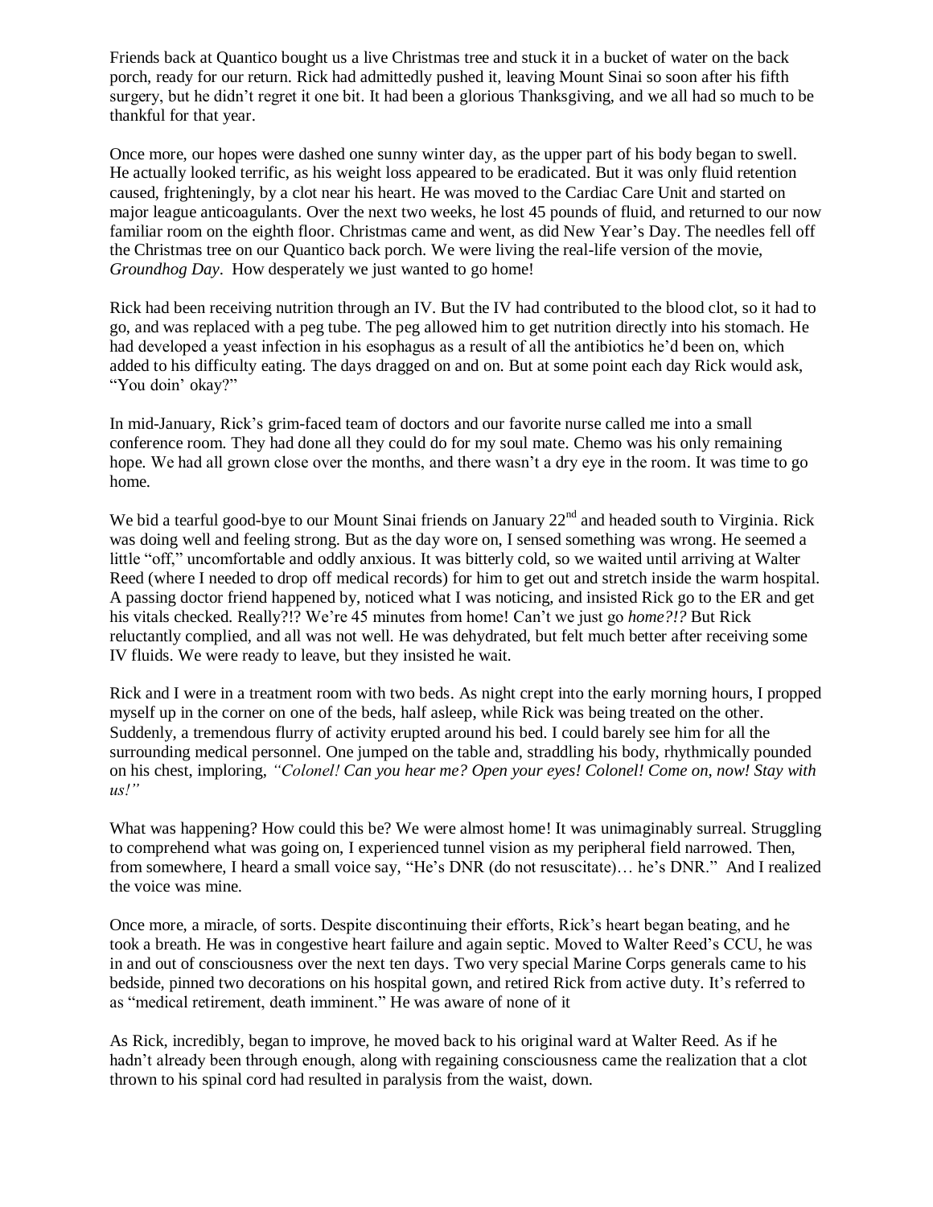Friends back at Quantico bought us a live Christmas tree and stuck it in a bucket of water on the back porch, ready for our return. Rick had admittedly pushed it, leaving Mount Sinai so soon after his fifth surgery, but he didn't regret it one bit. It had been a glorious Thanksgiving, and we all had so much to be thankful for that year.

Once more, our hopes were dashed one sunny winter day, as the upper part of his body began to swell. He actually looked terrific, as his weight loss appeared to be eradicated. But it was only fluid retention caused, frighteningly, by a clot near his heart. He was moved to the Cardiac Care Unit and started on major league anticoagulants. Over the next two weeks, he lost 45 pounds of fluid, and returned to our now familiar room on the eighth floor. Christmas came and went, as did New Year's Day. The needles fell off the Christmas tree on our Quantico back porch. We were living the real-life version of the movie, *Groundhog Day*. How desperately we just wanted to go home!

Rick had been receiving nutrition through an IV. But the IV had contributed to the blood clot, so it had to go, and was replaced with a peg tube. The peg allowed him to get nutrition directly into his stomach. He had developed a yeast infection in his esophagus as a result of all the antibiotics he'd been on, which added to his difficulty eating. The days dragged on and on. But at some point each day Rick would ask, "You doin' okay?"

In mid-January, Rick's grim-faced team of doctors and our favorite nurse called me into a small conference room. They had done all they could do for my soul mate. Chemo was his only remaining hope. We had all grown close over the months, and there wasn't a dry eye in the room. It was time to go home.

We bid a tearful good-bye to our Mount Sinai friends on January 22nd and headed south to Virginia. Rick was doing well and feeling strong. But as the day wore on, I sensed something was wrong. He seemed a little "off," uncomfortable and oddly anxious. It was bitterly cold, so we waited until arriving at Walter Reed (where I needed to drop off medical records) for him to get out and stretch inside the warm hospital. A passing doctor friend happened by, noticed what I was noticing, and insisted Rick go to the ER and get his vitals checked. Really?!? We're 45 minutes from home! Can't we just go *home?!?* But Rick reluctantly complied, and all was not well. He was dehydrated, but felt much better after receiving some IV fluids. We were ready to leave, but they insisted he wait.

Rick and I were in a treatment room with two beds. As night crept into the early morning hours, I propped myself up in the corner on one of the beds, half asleep, while Rick was being treated on the other. Suddenly, a tremendous flurry of activity erupted around his bed. I could barely see him for all the surrounding medical personnel. One jumped on the table and, straddling his body, rhythmically pounded on his chest, imploring, *"Colonel! Can you hear me? Open your eyes! Colonel! Come on, now! Stay with us!"*

What was happening? How could this be? We were almost home! It was unimaginably surreal. Struggling to comprehend what was going on, I experienced tunnel vision as my peripheral field narrowed. Then, from somewhere, I heard a small voice say, "He's DNR (do not resuscitate)… he's DNR." And I realized the voice was mine.

Once more, a miracle, of sorts. Despite discontinuing their efforts, Rick's heart began beating, and he took a breath. He was in congestive heart failure and again septic. Moved to Walter Reed's CCU, he was in and out of consciousness over the next ten days. Two very special Marine Corps generals came to his bedside, pinned two decorations on his hospital gown, and retired Rick from active duty. It's referred to as "medical retirement, death imminent." He was aware of none of it

As Rick, incredibly, began to improve, he moved back to his original ward at Walter Reed. As if he hadn't already been through enough, along with regaining consciousness came the realization that a clot thrown to his spinal cord had resulted in paralysis from the waist, down.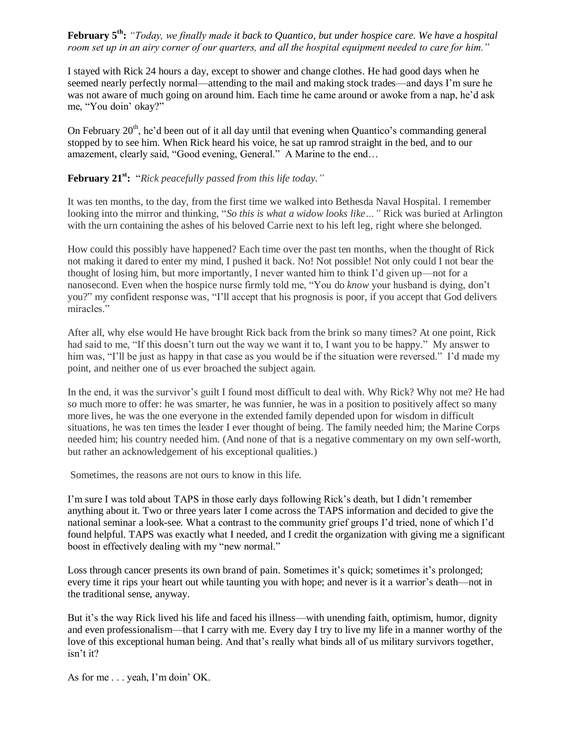**February 5th:** *"Today, we finally made it back to Quantico, but under hospice care. We have a hospital room set up in an airy corner of our quarters, and all the hospital equipment needed to care for him."*

I stayed with Rick 24 hours a day, except to shower and change clothes. He had good days when he seemed nearly perfectly normal—attending to the mail and making stock trades—and days I'm sure he was not aware of much going on around him. Each time he came around or awoke from a nap, he'd ask me, "You doin' okay?"

On February 20th, he'd been out of it all day until that evening when Quantico's commanding general stopped by to see him. When Rick heard his voice, he sat up ramrod straight in the bed, and to our amazement, clearly said, "Good evening, General." A Marine to the end…

**February 21st:** "*Rick peacefully passed from this life today."*

It was ten months, to the day, from the first time we walked into Bethesda Naval Hospital. I remember looking into the mirror and thinking, "*So this is what a widow looks like…"* Rick was buried at Arlington with the urn containing the ashes of his beloved Carrie next to his left leg, right where she belonged.

How could this possibly have happened? Each time over the past ten months, when the thought of Rick not making it dared to enter my mind, I pushed it back. No! Not possible! Not only could I not bear the thought of losing him, but more importantly, I never wanted him to think I'd given up—not for a nanosecond. Even when the hospice nurse firmly told me, "You do *know* your husband is dying, don't you?" my confident response was, "I'll accept that his prognosis is poor, if you accept that God delivers miracles."

After all, why else would He have brought Rick back from the brink so many times? At one point, Rick had said to me, "If this doesn't turn out the way we want it to, I want you to be happy." My answer to him was, "I'll be just as happy in that case as you would be if the situation were reversed." I'd made my point, and neither one of us ever broached the subject again.

In the end, it was the survivor's guilt I found most difficult to deal with. Why Rick? Why not me? He had so much more to offer: he was smarter, he was funnier, he was in a position to positively affect so many more lives, he was the one everyone in the extended family depended upon for wisdom in difficult situations, he was ten times the leader I ever thought of being. The family needed him; the Marine Corps needed him; his country needed him. (And none of that is a negative commentary on my own self-worth, but rather an acknowledgement of his exceptional qualities.)

Sometimes, the reasons are not ours to know in this life.

I'm sure I was told about TAPS in those early days following Rick's death, but I didn't remember anything about it. Two or three years later I come across the TAPS information and decided to give the national seminar a look-see. What a contrast to the community grief groups I'd tried, none of which I'd found helpful. TAPS was exactly what I needed, and I credit the organization with giving me a significant boost in effectively dealing with my "new normal."

Loss through cancer presents its own brand of pain. Sometimes it's quick; sometimes it's prolonged; every time it rips your heart out while taunting you with hope; and never is it a warrior's death—not in the traditional sense, anyway.

But it's the way Rick lived his life and faced his illness—with unending faith, optimism, humor, dignity and even professionalism—that I carry with me. Every day I try to live my life in a manner worthy of the love of this exceptional human being. And that's really what binds all of us military survivors together, isn't it?

As for me . . . yeah, I'm doin' OK.